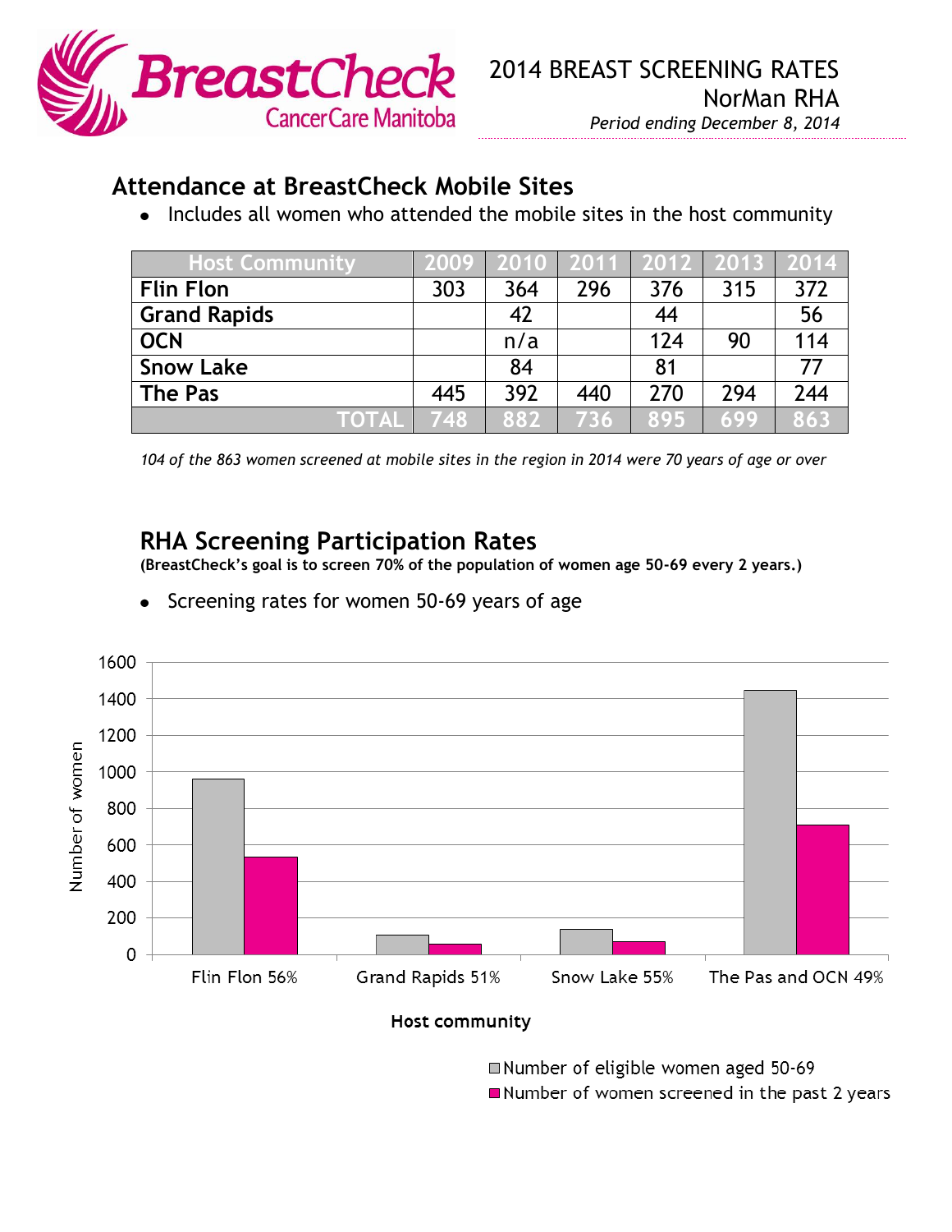BreastCheck CancerCare Manitoba

# 2014 BREAST SCREENING RATES
## NorMan RHA

*Period ending December 8, 2014*

## Attendance at BreastCheck Mobile Sites

- Includes all women who attended the mobile sites in the host community

| Host Community | 2009 | 2010 | 2011 | 2012 | 2013 | 2014 |
|---|---|---|---|---|---|---|
| **Flin Flon** | 303 | 364 | 296 | 376 | 315 | 372 |
| **Grand Rapids** | | 42 | | 44 | | 56 |
| **OCN** | | n/a | | 124 | 90 | 114 |
| **Snow Lake** | | 84 | | 81 | | 77 |
| **The Pas** | 445 | 392 | 440 | 270 | 294 | 244 |
| **TOTAL** | 748 | 882 | 736 | 895 | 699 | 863 |

*104 of the 863 women screened at mobile sites in the region in 2014 were 70 years of age or over*

## RHA Screening Participation Rates

**(BreastCheck's goal is to screen 70% of the population of women age 50-69 every 2 years.)**

- Screening rates for women 50-69 years of age

| Host community | Number of eligible women aged 50-69 | Number of women screened in the past 2 years |
|---|---|---|
| Flin Flon 56% | ~960 | ~530 |
| Grand Rapids 51% | ~105 | ~55 |
| Snow Lake 55% | ~135 | ~70 |
| The Pas and OCN 49% | ~1445 | ~705 |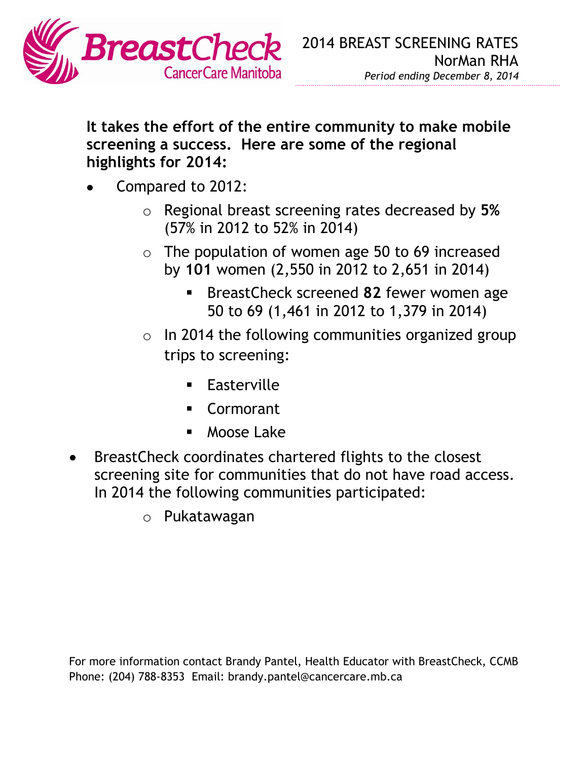BreastCheck
CancerCare Manitoba

# 2014 BREAST SCREENING RATES
## NorMan RHA
*Period ending December 8, 2014*

**It takes the effort of the entire community to make mobile screening a success. Here are some of the regional highlights for 2014:**

- Compared to 2012:
  - Regional breast screening rates decreased by **5%** (57% in 2012 to 52% in 2014)
  - The population of women age 50 to 69 increased by **101** women (2,550 in 2012 to 2,651 in 2014)
    - BreastCheck screened **82** fewer women age 50 to 69 (1,461 in 2012 to 1,379 in 2014)
  - In 2014 the following communities organized group trips to screening:
    - Easterville
    - Cormorant
    - Moose Lake
- BreastCheck coordinates chartered flights to the closest screening site for communities that do not have road access. In 2014 the following communities participated:
  - Pukatawagan

For more information contact Brandy Pantel, Health Educator with BreastCheck, CCMB
Phone: (204) 788-8353 Email: brandy.pantel@cancercare.mb.ca